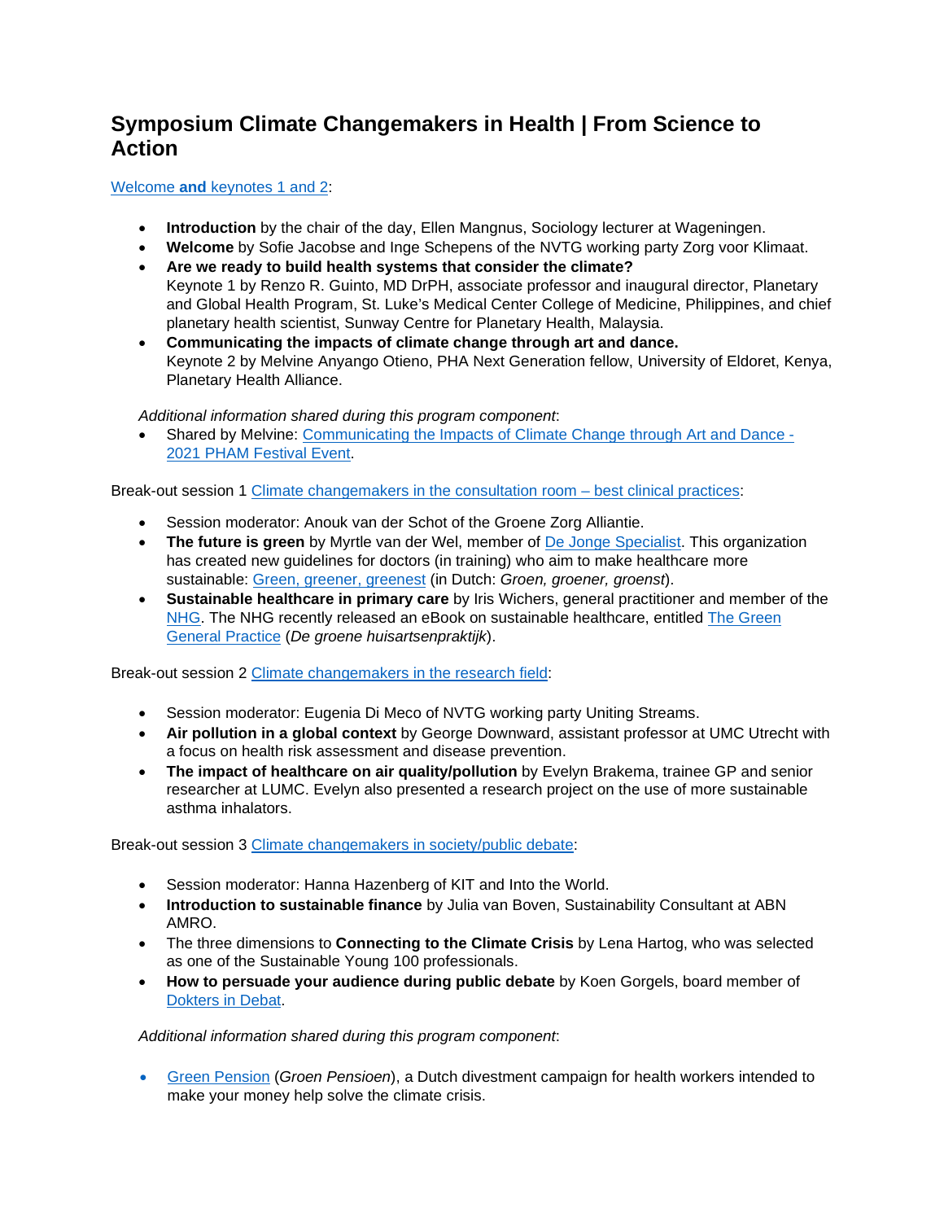# Symposium Climate Changemakers in Health | From Science to Action

Welcome **and** keynotes 1 and 2:

- **Introduction** by the chair of the day, Ellen Mangnus, Sociology lecturer at Wageningen.
- **Welcome** by Sofie Jacobse and Inge Schepens of the NVTG working party Zorg voor Klimaat.
- **Are we ready to build health systems that consider the climate?**
  Keynote 1 by Renzo R. Guinto, MD DrPH, associate professor and inaugural director, Planetary and Global Health Program, St. Luke's Medical Center College of Medicine, Philippines, and chief planetary health scientist, Sunway Centre for Planetary Health, Malaysia.
- **Communicating the impacts of climate change through art and dance.**
  Keynote 2 by Melvine Anyango Otieno, PHA Next Generation fellow, University of Eldoret, Kenya, Planetary Health Alliance.

*Additional information shared during this program component*:

- Shared by Melvine: Communicating the Impacts of Climate Change through Art and Dance - 2021 PHAM Festival Event.

Break-out session 1 Climate changemakers in the consultation room – best clinical practices:

- Session moderator: Anouk van der Schot of the Groene Zorg Alliantie.
- **The future is green** by Myrtle van der Wel, member of De Jonge Specialist. This organization has created new guidelines for doctors (in training) who aim to make healthcare more sustainable: Green, greener, greenest (in Dutch: *Groen, groener, groenst*).
- **Sustainable healthcare in primary care** by Iris Wichers, general practitioner and member of the NHG. The NHG recently released an eBook on sustainable healthcare, entitled The Green General Practice (*De groene huisartsenpraktijk*).

Break-out session 2 Climate changemakers in the research field:

- Session moderator: Eugenia Di Meco of NVTG working party Uniting Streams.
- **Air pollution in a global context** by George Downward, assistant professor at UMC Utrecht with a focus on health risk assessment and disease prevention.
- **The impact of healthcare on air quality/pollution** by Evelyn Brakema, trainee GP and senior researcher at LUMC. Evelyn also presented a research project on the use of more sustainable asthma inhalators.

Break-out session 3 Climate changemakers in society/public debate:

- Session moderator: Hanna Hazenberg of KIT and Into the World.
- **Introduction to sustainable finance** by Julia van Boven, Sustainability Consultant at ABN AMRO.
- The three dimensions to **Connecting to the Climate Crisis** by Lena Hartog, who was selected as one of the Sustainable Young 100 professionals.
- **How to persuade your audience during public debate** by Koen Gorgels, board member of Dokters in Debat.

*Additional information shared during this program component*:

- Green Pension (*Groen Pensioen*), a Dutch divestment campaign for health workers intended to make your money help solve the climate crisis.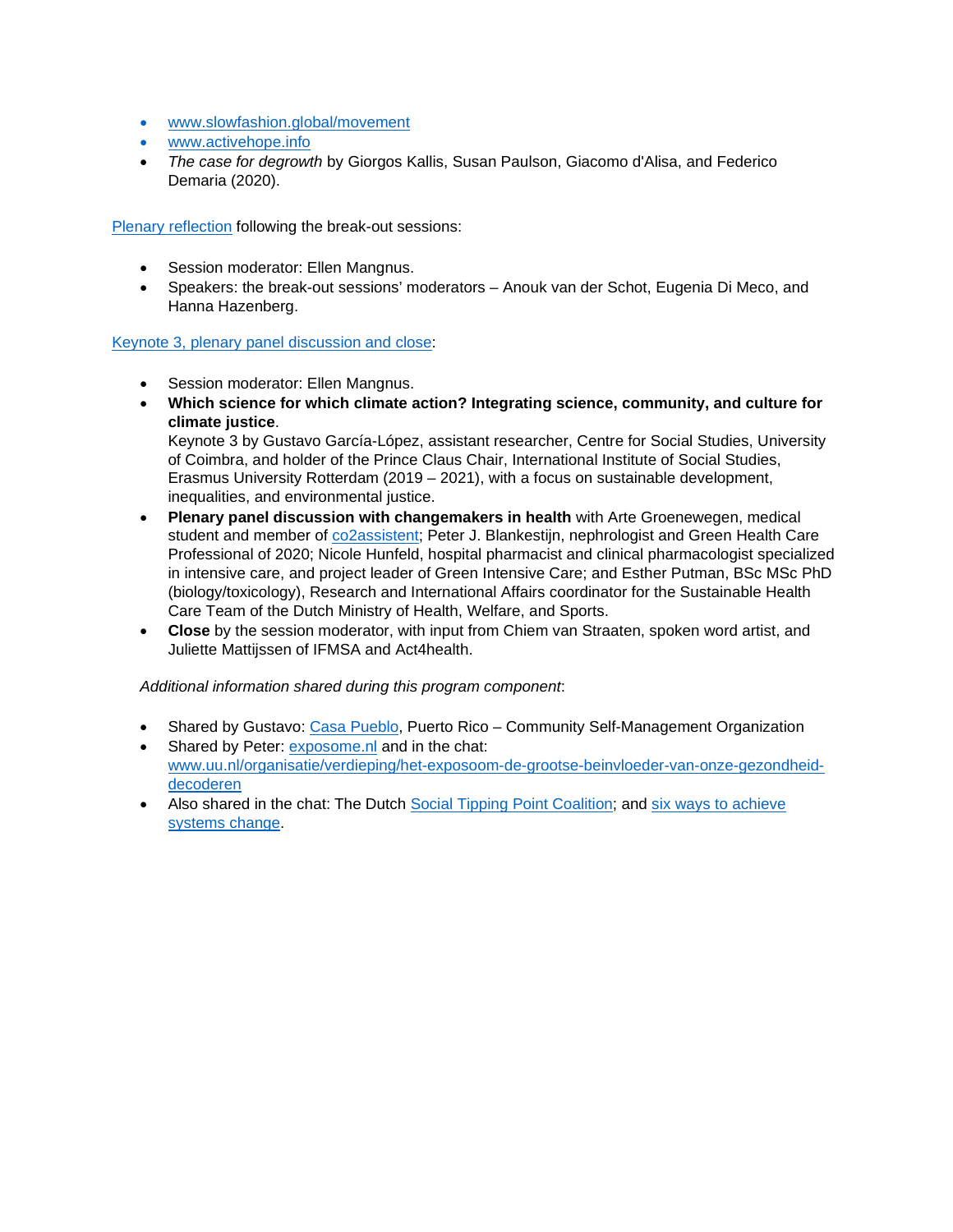- www.slowfashion.global/movement
- www.activehope.info
- *The case for degrowth* by Giorgos Kallis, Susan Paulson, Giacomo d'Alisa, and Federico Demaria (2020).

Plenary reflection following the break-out sessions:

- Session moderator: Ellen Mangnus.
- Speakers: the break-out sessions' moderators – Anouk van der Schot, Eugenia Di Meco, and Hanna Hazenberg.

Keynote 3, plenary panel discussion and close:

- Session moderator: Ellen Mangnus.
- **Which science for which climate action? Integrating science, community, and culture for climate justice**.
  Keynote 3 by Gustavo García-López, assistant researcher, Centre for Social Studies, University of Coimbra, and holder of the Prince Claus Chair, International Institute of Social Studies, Erasmus University Rotterdam (2019 – 2021), with a focus on sustainable development, inequalities, and environmental justice.
- **Plenary panel discussion with changemakers in health** with Arte Groenewegen, medical student and member of co2assistent; Peter J. Blankestijn, nephrologist and Green Health Care Professional of 2020; Nicole Hunfeld, hospital pharmacist and clinical pharmacologist specialized in intensive care, and project leader of Green Intensive Care; and Esther Putman, BSc MSc PhD (biology/toxicology), Research and International Affairs coordinator for the Sustainable Health Care Team of the Dutch Ministry of Health, Welfare, and Sports.
- **Close** by the session moderator, with input from Chiem van Straaten, spoken word artist, and Juliette Mattijssen of IFMSA and Act4health.

*Additional information shared during this program component*:

- Shared by Gustavo: Casa Pueblo, Puerto Rico – Community Self-Management Organization
- Shared by Peter: exposome.nl and in the chat: www.uu.nl/organisatie/verdieping/het-exposoom-de-grootse-beinvloeder-van-onze-gezondheid-decoderen
- Also shared in the chat: The Dutch Social Tipping Point Coalition; and six ways to achieve systems change.